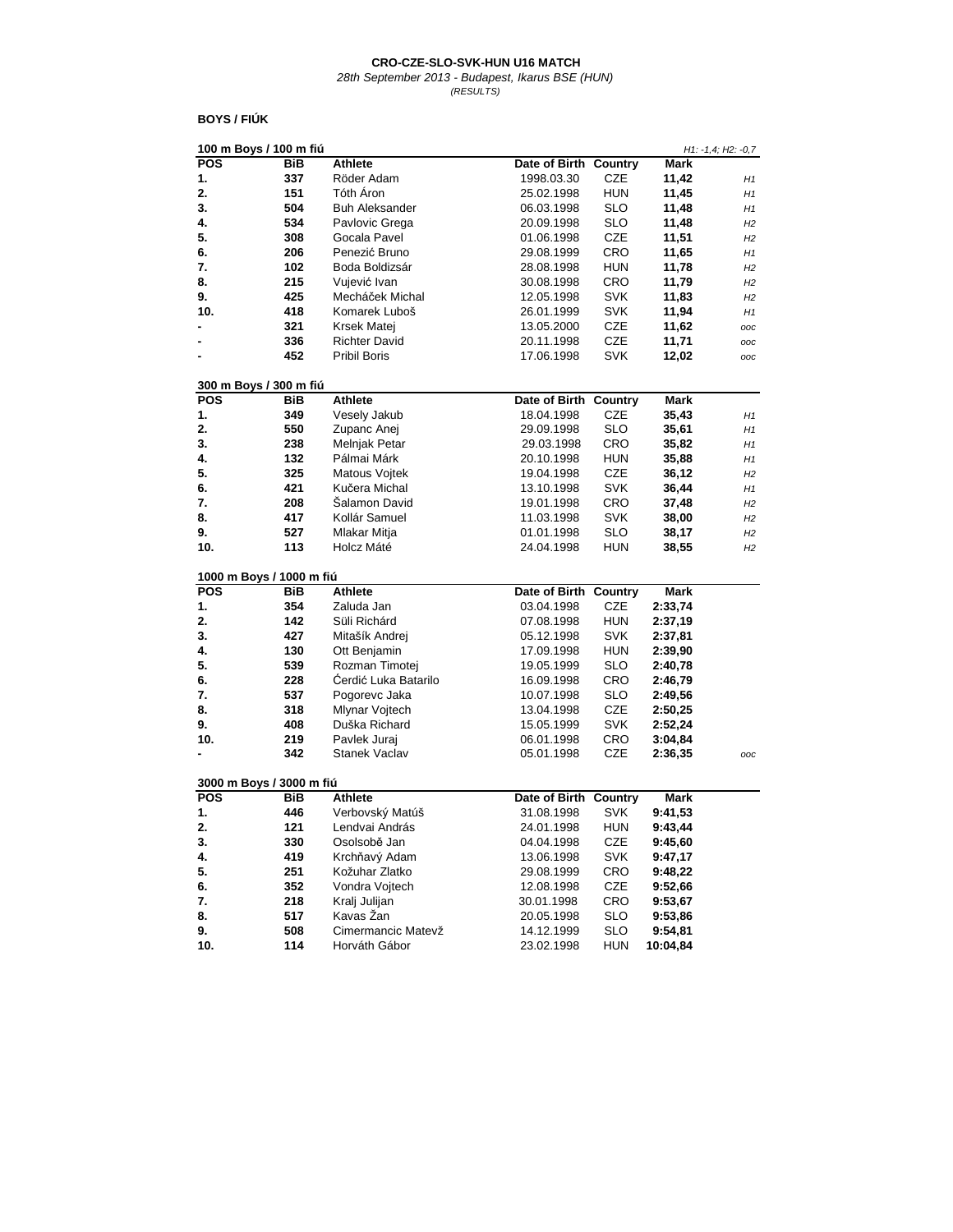**CRO-CZE-SLO-SVK-HUN U16 MATCH**

*28th September 2013 - Budapest, Ikarus BSE (HUN)*

*(RESULTS)*

## BOYS / FIÚK

### 100 m Boys / 100 m fiú

*H1: -1,4; H2: -0,7*

| POS | BiB | Athlete | Date of Birth | Country | Mark | |
|---|---|---|---|---|---|---|
| 1. | 337 | Röder Adam | 1998.03.30 | CZE | 11,42 | H1 |
| 2. | 151 | Tóth Áron | 25.02.1998 | HUN | 11,45 | H1 |
| 3. | 504 | Buh Aleksander | 06.03.1998 | SLO | 11,48 | H1 |
| 4. | 534 | Pavlovic Grega | 20.09.1998 | SLO | 11,48 | H2 |
| 5. | 308 | Gocala Pavel | 01.06.1998 | CZE | 11,51 | H2 |
| 6. | 206 | Penezić Bruno | 29.08.1999 | CRO | 11,65 | H1 |
| 7. | 102 | Boda Boldizsár | 28.08.1998 | HUN | 11,78 | H2 |
| 8. | 215 | Vujević Ivan | 30.08.1998 | CRO | 11,79 | H2 |
| 9. | 425 | Mecháček Michal | 12.05.1998 | SVK | 11,83 | H2 |
| 10. | 418 | Komarek Luboš | 26.01.1999 | SVK | 11,94 | H1 |
| - | 321 | Krsek Matej | 13.05.2000 | CZE | 11,62 | ooc |
| - | 336 | Richter David | 20.11.1998 | CZE | 11,71 | ooc |
| - | 452 | Pribil Boris | 17.06.1998 | SVK | 12,02 | ooc |

### 300 m Boys / 300 m fiú

| POS | BiB | Athlete | Date of Birth | Country | Mark | |
|---|---|---|---|---|---|---|
| 1. | 349 | Vesely Jakub | 18.04.1998 | CZE | 35,43 | H1 |
| 2. | 550 | Zupanc Anej | 29.09.1998 | SLO | 35,61 | H1 |
| 3. | 238 | Melnjak Petar | 29.03.1998 | CRO | 35,82 | H1 |
| 4. | 132 | Pálmai Márk | 20.10.1998 | HUN | 35,88 | H1 |
| 5. | 325 | Matous Vojtek | 19.04.1998 | CZE | 36,12 | H2 |
| 6. | 421 | Kučera Michal | 13.10.1998 | SVK | 36,44 | H1 |
| 7. | 208 | Šalamon David | 19.01.1998 | CRO | 37,48 | H2 |
| 8. | 417 | Kollár Samuel | 11.03.1998 | SVK | 38,00 | H2 |
| 9. | 527 | Mlakar Mitja | 01.01.1998 | SLO | 38,17 | H2 |
| 10. | 113 | Holcz Máté | 24.04.1998 | HUN | 38,55 | H2 |

### 1000 m Boys / 1000 m fiú

| POS | BiB | Athlete | Date of Birth | Country | Mark | |
|---|---|---|---|---|---|---|
| 1. | 354 | Zaluda Jan | 03.04.1998 | CZE | 2:33,74 | |
| 2. | 142 | Süli Richárd | 07.08.1998 | HUN | 2:37,19 | |
| 3. | 427 | Mitašík Andrej | 05.12.1998 | SVK | 2:37,81 | |
| 4. | 130 | Ott Benjamin | 17.09.1998 | HUN | 2:39,90 | |
| 5. | 539 | Rozman Timotej | 19.05.1999 | SLO | 2:40,78 | |
| 6. | 228 | Ćerdić Luka Batarilo | 16.09.1998 | CRO | 2:46,79 | |
| 7. | 537 | Pogorevc Jaka | 10.07.1998 | SLO | 2:49,56 | |
| 8. | 318 | Mlynar Vojtech | 13.04.1998 | CZE | 2:50,25 | |
| 9. | 408 | Duška Richard | 15.05.1999 | SVK | 2:52,24 | |
| 10. | 219 | Pavlek Juraj | 06.01.1998 | CRO | 3:04,84 | |
| - | 342 | Stanek Vaclav | 05.01.1998 | CZE | 2:36,35 | ooc |

### 3000 m Boys / 3000 m fiú

| POS | BiB | Athlete | Date of Birth | Country | Mark |
|---|---|---|---|---|---|
| 1. | 446 | Verbovský Matúš | 31.08.1998 | SVK | 9:41,53 |
| 2. | 121 | Lendvai András | 24.01.1998 | HUN | 9:43,44 |
| 3. | 330 | Osolsobě Jan | 04.04.1998 | CZE | 9:45,60 |
| 4. | 419 | Krchňavý Adam | 13.06.1998 | SVK | 9:47,17 |
| 5. | 251 | Kožuhar Zlatko | 29.08.1999 | CRO | 9:48,22 |
| 6. | 352 | Vondra Vojtech | 12.08.1998 | CZE | 9:52,66 |
| 7. | 218 | Kralj Julijan | 30.01.1998 | CRO | 9:53,67 |
| 8. | 517 | Kavas Žan | 20.05.1998 | SLO | 9:53,86 |
| 9. | 508 | Cimermancic Matevž | 14.12.1999 | SLO | 9:54,81 |
| 10. | 114 | Horváth Gábor | 23.02.1998 | HUN | 10:04,84 |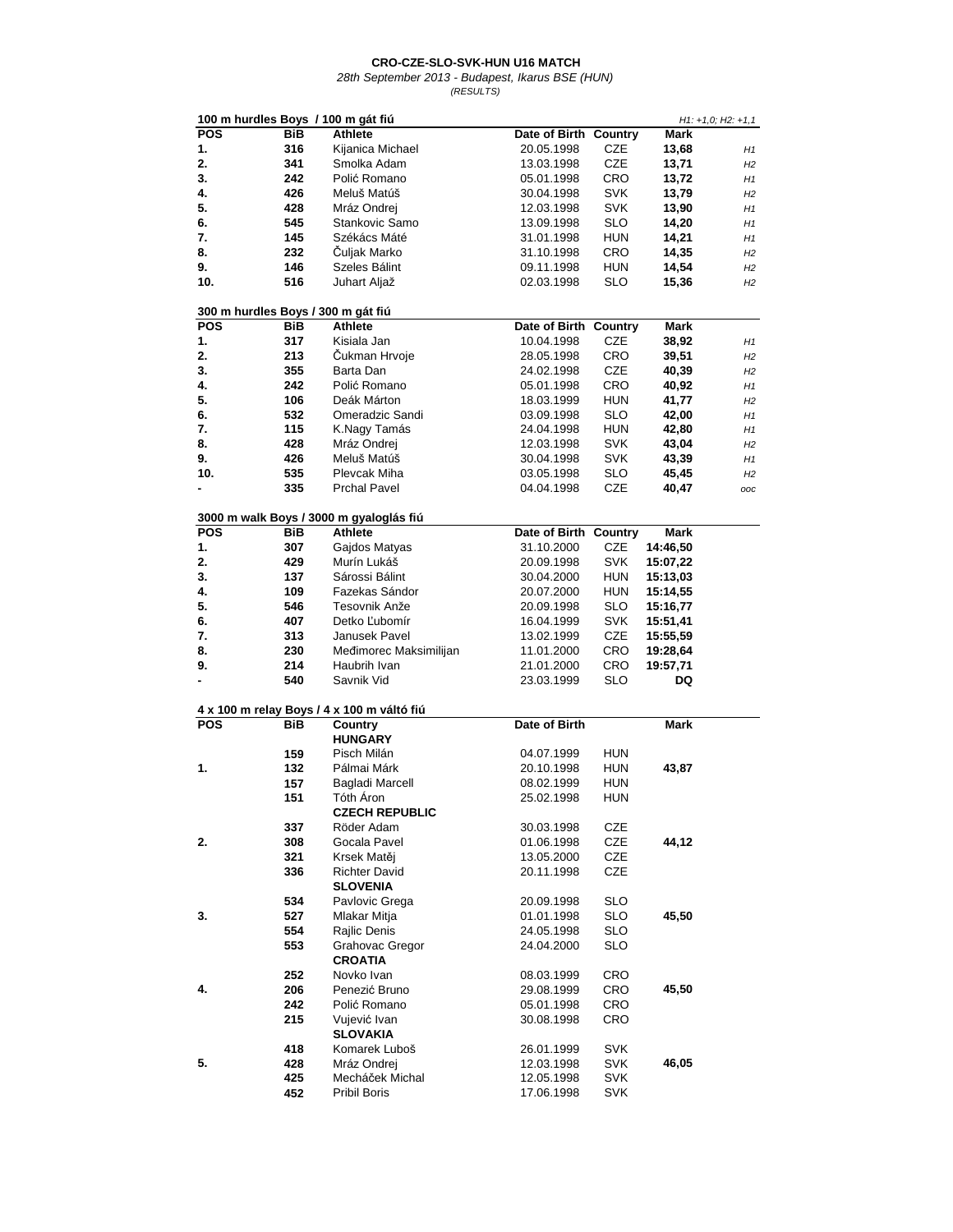# CRO-CZE-SLO-SVK-HUN U16 MATCH

*28th September 2013 - Budapest, Ikarus BSE (HUN)*

*(RESULTS)*

## 100 m hurdles Boys / 100 m gát fiú

*H1: +1,0; H2: +1,1*

| POS | BiB | Athlete | Date of Birth | Country | Mark | |
|---|---|---|---|---|---|---|
| 1. | 316 | Kijanica Michael | 20.05.1998 | CZE | **13,68** | *H1* |
| 2. | 341 | Smolka Adam | 13.03.1998 | CZE | **13,71** | *H2* |
| 3. | 242 | Polić Romano | 05.01.1998 | CRO | **13,72** | *H1* |
| 4. | 426 | Meluš Matúš | 30.04.1998 | SVK | **13,79** | *H2* |
| 5. | 428 | Mráz Ondrej | 12.03.1998 | SVK | **13,90** | *H1* |
| 6. | 545 | Stankovic Samo | 13.09.1998 | SLO | **14,20** | *H1* |
| 7. | 145 | Székács Máté | 31.01.1998 | HUN | **14,21** | *H1* |
| 8. | 232 | Čuljak Marko | 31.10.1998 | CRO | **14,35** | *H2* |
| 9. | 146 | Szeles Bálint | 09.11.1998 | HUN | **14,54** | *H2* |
| 10. | 516 | Juhart Aljaž | 02.03.1998 | SLO | **15,36** | *H2* |

## 300 m hurdles Boys / 300 m gát fiú

| POS | BiB | Athlete | Date of Birth | Country | Mark | |
|---|---|---|---|---|---|---|
| 1. | 317 | Kisiala Jan | 10.04.1998 | CZE | **38,92** | *H1* |
| 2. | 213 | Čukman Hrvoje | 28.05.1998 | CRO | **39,51** | *H2* |
| 3. | 355 | Barta Dan | 24.02.1998 | CZE | **40,39** | *H2* |
| 4. | 242 | Polić Romano | 05.01.1998 | CRO | **40,92** | *H1* |
| 5. | 106 | Deák Márton | 18.03.1999 | HUN | **41,77** | *H2* |
| 6. | 532 | Omeradzic Sandi | 03.09.1998 | SLO | **42,00** | *H1* |
| 7. | 115 | K.Nagy Tamás | 24.04.1998 | HUN | **42,80** | *H1* |
| 8. | 428 | Mráz Ondrej | 12.03.1998 | SVK | **43,04** | *H2* |
| 9. | 426 | Meluš Matúš | 30.04.1998 | SVK | **43,39** | *H1* |
| 10. | 535 | Plevcak Miha | 03.05.1998 | SLO | **45,45** | *H2* |
| - | 335 | Prchal Pavel | 04.04.1998 | CZE | **40,47** | *ooc* |

## 3000 m walk Boys / 3000 m gyaloglás fiú

| POS | BiB | Athlete | Date of Birth | Country | Mark |
|---|---|---|---|---|---|
| 1. | 307 | Gajdos Matyas | 31.10.2000 | CZE | **14:46,50** |
| 2. | 429 | Murín Lukáš | 20.09.1998 | SVK | **15:07,22** |
| 3. | 137 | Sárossi Bálint | 30.04.2000 | HUN | **15:13,03** |
| 4. | 109 | Fazekas Sándor | 20.07.2000 | HUN | **15:14,55** |
| 5. | 546 | Tesovnik Anže | 20.09.1998 | SLO | **15:16,77** |
| 6. | 407 | Detko Ľubomír | 16.04.1999 | SVK | **15:51,41** |
| 7. | 313 | Janusek Pavel | 13.02.1999 | CZE | **15:55,59** |
| 8. | 230 | Međimorec Maksimilijan | 11.01.2000 | CRO | **19:28,64** |
| 9. | 214 | Haubrih Ivan | 21.01.2000 | CRO | **19:57,71** |
| - | 540 | Savnik Vid | 23.03.1999 | SLO | **DQ** |

## 4 x 100 m relay Boys / 4 x 100 m váltó fiú

| POS | BiB | Country | Date of Birth | | Mark |
|---|---|---|---|---|---|
| | | **HUNGARY** | | | |
| | 159 | Pisch Milán | 04.07.1999 | HUN | |
| 1. | 132 | Pálmai Márk | 20.10.1998 | HUN | **43,87** |
| | 157 | Bagladi Marcell | 08.02.1999 | HUN | |
| | 151 | Tóth Áron | 25.02.1998 | HUN | |
| | | **CZECH REPUBLIC** | | | |
| | 337 | Röder Adam | 30.03.1998 | CZE | |
| 2. | 308 | Gocala Pavel | 01.06.1998 | CZE | **44,12** |
| | 321 | Krsek Matěj | 13.05.2000 | CZE | |
| | 336 | Richter David | 20.11.1998 | CZE | |
| | | **SLOVENIA** | | | |
| | 534 | Pavlovic Grega | 20.09.1998 | SLO | |
| 3. | 527 | Mlakar Mitja | 01.01.1998 | SLO | **45,50** |
| | 554 | Rajlic Denis | 24.05.1998 | SLO | |
| | 553 | Grahovac Gregor | 24.04.2000 | SLO | |
| | | **CROATIA** | | | |
| | 252 | Novko Ivan | 08.03.1999 | CRO | |
| 4. | 206 | Penezić Bruno | 29.08.1999 | CRO | **45,50** |
| | 242 | Polić Romano | 05.01.1998 | CRO | |
| | 215 | Vujević Ivan | 30.08.1998 | CRO | |
| | | **SLOVAKIA** | | | |
| | 418 | Komarek Luboš | 26.01.1999 | SVK | |
| 5. | 428 | Mráz Ondrej | 12.03.1998 | SVK | **46,05** |
| | 425 | Mecháček Michal | 12.05.1998 | SVK | |
| | 452 | Pribil Boris | 17.06.1998 | SVK | |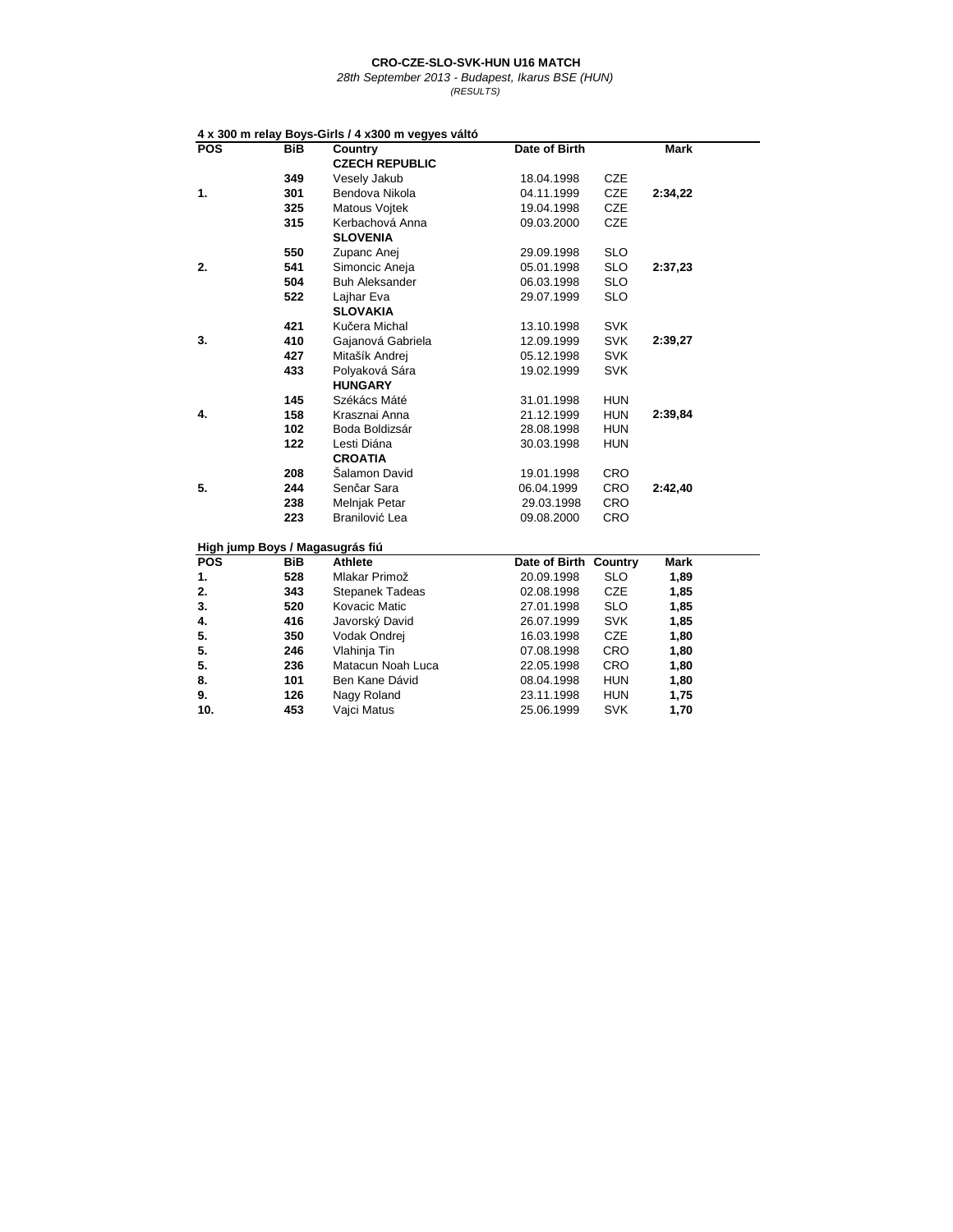**CRO-CZE-SLO-SVK-HUN U16 MATCH**

*28th September 2013 - Budapest, Ikarus BSE (HUN)*

*(RESULTS)*

**4 x 300 m relay Boys-Girls / 4 x300 m vegyes váltó**

| POS | BiB | Country | Date of Birth | | Mark |
|---|---|---|---|---|---|
| | | **CZECH REPUBLIC** | | | |
| | **349** | Vesely Jakub | 18.04.1998 | CZE | |
| **1.** | **301** | Bendova Nikola | 04.11.1999 | CZE | **2:34,22** |
| | **325** | Matous Vojtek | 19.04.1998 | CZE | |
| | **315** | Kerbachová Anna | 09.03.2000 | CZE | |
| | | **SLOVENIA** | | | |
| | **550** | Zupanc Anej | 29.09.1998 | SLO | |
| **2.** | **541** | Simoncic Aneja | 05.01.1998 | SLO | **2:37,23** |
| | **504** | Buh Aleksander | 06.03.1998 | SLO | |
| | **522** | Lajhar Eva | 29.07.1999 | SLO | |
| | | **SLOVAKIA** | | | |
| | **421** | Kučera Michal | 13.10.1998 | SVK | |
| **3.** | **410** | Gajanová Gabriela | 12.09.1999 | SVK | **2:39,27** |
| | **427** | Mitašík Andrej | 05.12.1998 | SVK | |
| | **433** | Polyaková Sára | 19.02.1999 | SVK | |
| | | **HUNGARY** | | | |
| | **145** | Székács Máté | 31.01.1998 | HUN | |
| **4.** | **158** | Krasznai Anna | 21.12.1999 | HUN | **2:39,84** |
| | **102** | Boda Boldizsár | 28.08.1998 | HUN | |
| | **122** | Lesti Diána | 30.03.1998 | HUN | |
| | | **CROATIA** | | | |
| | **208** | Šalamon David | 19.01.1998 | CRO | |
| **5.** | **244** | Senčar Sara | 06.04.1999 | CRO | **2:42,40** |
| | **238** | Melnjak Petar | 29.03.1998 | CRO | |
| | **223** | Branilović Lea | 09.08.2000 | CRO | |

**High jump Boys / Magasugrás fiú**

| POS | BiB | Athlete | Date of Birth | Country | Mark |
|---|---|---|---|---|---|
| **1.** | **528** | Mlakar Primož | 20.09.1998 | SLO | **1,89** |
| **2.** | **343** | Stepanek Tadeas | 02.08.1998 | CZE | **1,85** |
| **3.** | **520** | Kovacic Matic | 27.01.1998 | SLO | **1,85** |
| **4.** | **416** | Javorský David | 26.07.1999 | SVK | **1,85** |
| **5.** | **350** | Vodak Ondrej | 16.03.1998 | CZE | **1,80** |
| **5.** | **246** | Vlahinja Tin | 07.08.1998 | CRO | **1,80** |
| **5.** | **236** | Matacun Noah Luca | 22.05.1998 | CRO | **1,80** |
| **8.** | **101** | Ben Kane Dávid | 08.04.1998 | HUN | **1,80** |
| **9.** | **126** | Nagy Roland | 23.11.1998 | HUN | **1,75** |
| **10.** | **453** | Vajci Matus | 25.06.1999 | SVK | **1,70** |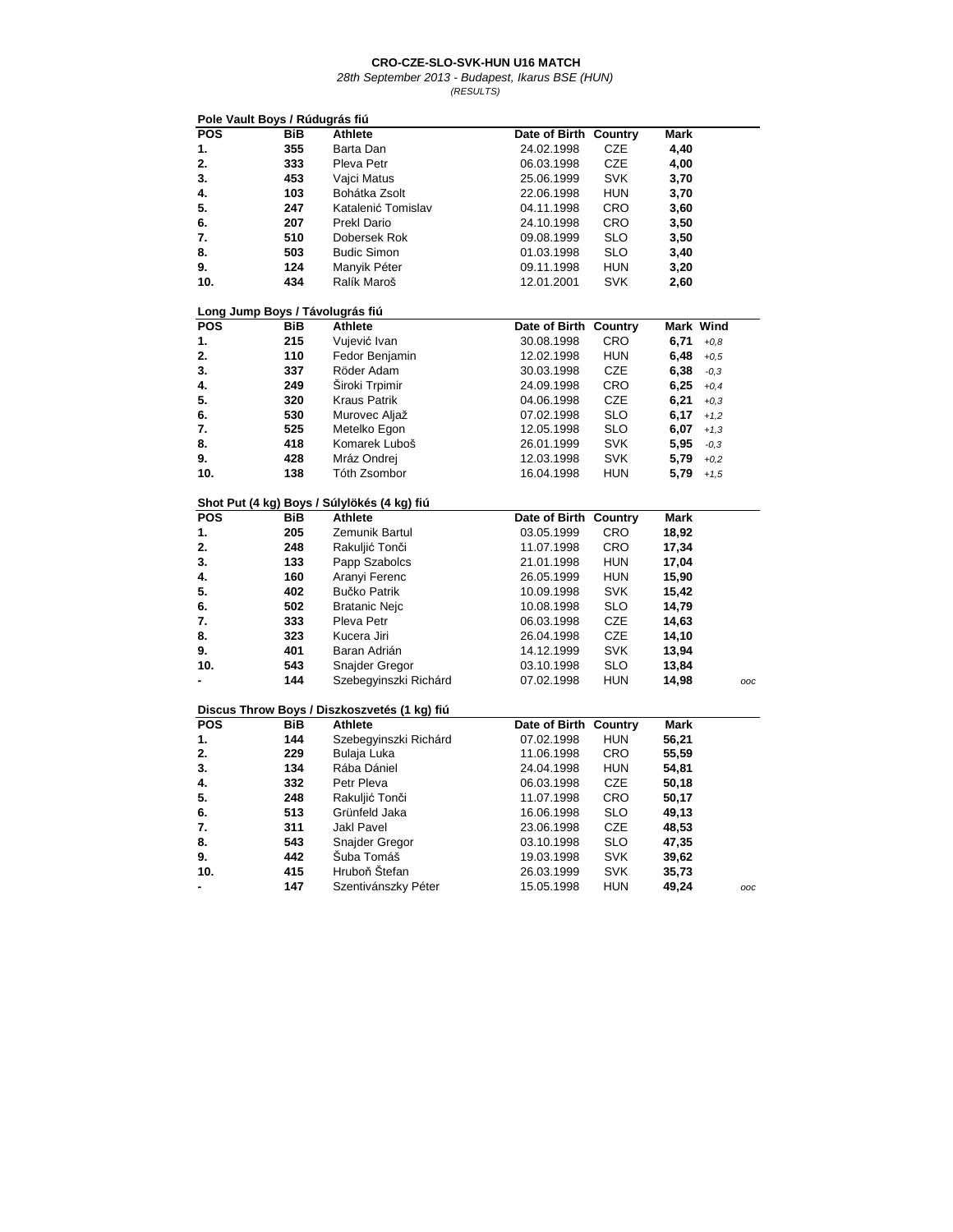**CRO-CZE-SLO-SVK-HUN U16 MATCH**

*28th September 2013 - Budapest, Ikarus BSE (HUN)*

*(RESULTS)*

**Pole Vault Boys / Rúdugrás fiú**

| POS | BiB | Athlete | Date of Birth | Country | Mark |
|---|---|---|---|---|---|
| 1. | 355 | Barta Dan | 24.02.1998 | CZE | 4,40 |
| 2. | 333 | Pleva Petr | 06.03.1998 | CZE | 4,00 |
| 3. | 453 | Vajci Matus | 25.06.1999 | SVK | 3,70 |
| 4. | 103 | Bohátka Zsolt | 22.06.1998 | HUN | 3,70 |
| 5. | 247 | Katalenić Tomislav | 04.11.1998 | CRO | 3,60 |
| 6. | 207 | Prekl Dario | 24.10.1998 | CRO | 3,50 |
| 7. | 510 | Dobersek Rok | 09.08.1999 | SLO | 3,50 |
| 8. | 503 | Budic Simon | 01.03.1998 | SLO | 3,40 |
| 9. | 124 | Manyik Péter | 09.11.1998 | HUN | 3,20 |
| 10. | 434 | Ralík Maroš | 12.01.2001 | SVK | 2,60 |

**Long Jump Boys / Távolugrás fiú**

| POS | BiB | Athlete | Date of Birth | Country | Mark | Wind |
|---|---|---|---|---|---|---|
| 1. | 215 | Vujević Ivan | 30.08.1998 | CRO | 6,71 | +0,8 |
| 2. | 110 | Fedor Benjamin | 12.02.1998 | HUN | 6,48 | +0,5 |
| 3. | 337 | Röder Adam | 30.03.1998 | CZE | 6,38 | -0,3 |
| 4. | 249 | Široki Trpimir | 24.09.1998 | CRO | 6,25 | +0,4 |
| 5. | 320 | Kraus Patrik | 04.06.1998 | CZE | 6,21 | +0,3 |
| 6. | 530 | Murovec Aljaž | 07.02.1998 | SLO | 6,17 | +1,2 |
| 7. | 525 | Metelko Egon | 12.05.1998 | SLO | 6,07 | +1,3 |
| 8. | 418 | Komarek Luboš | 26.01.1999 | SVK | 5,95 | -0,3 |
| 9. | 428 | Mráz Ondrej | 12.03.1998 | SVK | 5,79 | +0,2 |
| 10. | 138 | Tóth Zsombor | 16.04.1998 | HUN | 5,79 | +1,5 |

**Shot Put (4 kg) Boys / Súlylökés (4 kg) fiú**

| POS | BiB | Athlete | Date of Birth | Country | Mark | |
|---|---|---|---|---|---|---|
| 1. | 205 | Zemunik Bartul | 03.05.1999 | CRO | 18,92 | |
| 2. | 248 | Rakuljić Tonči | 11.07.1998 | CRO | 17,34 | |
| 3. | 133 | Papp Szabolcs | 21.01.1998 | HUN | 17,04 | |
| 4. | 160 | Aranyi Ferenc | 26.05.1999 | HUN | 15,90 | |
| 5. | 402 | Bučko Patrik | 10.09.1998 | SVK | 15,42 | |
| 6. | 502 | Bratanic Nejc | 10.08.1998 | SLO | 14,79 | |
| 7. | 333 | Pleva Petr | 06.03.1998 | CZE | 14,63 | |
| 8. | 323 | Kucera Jiri | 26.04.1998 | CZE | 14,10 | |
| 9. | 401 | Baran Adrián | 14.12.1999 | SVK | 13,94 | |
| 10. | 543 | Snajder Gregor | 03.10.1998 | SLO | 13,84 | |
| - | 144 | Szebegyinszki Richárd | 07.02.1998 | HUN | 14,98 | ooc |

**Discus Throw Boys / Diszkoszvetés (1 kg) fiú**

| POS | BiB | Athlete | Date of Birth | Country | Mark | |
|---|---|---|---|---|---|---|
| 1. | 144 | Szebegyinszki Richárd | 07.02.1998 | HUN | 56,21 | |
| 2. | 229 | Bulaja Luka | 11.06.1998 | CRO | 55,59 | |
| 3. | 134 | Rába Dániel | 24.04.1998 | HUN | 54,81 | |
| 4. | 332 | Petr Pleva | 06.03.1998 | CZE | 50,18 | |
| 5. | 248 | Rakuljić Tonči | 11.07.1998 | CRO | 50,17 | |
| 6. | 513 | Grünfeld Jaka | 16.06.1998 | SLO | 49,13 | |
| 7. | 311 | Jakl Pavel | 23.06.1998 | CZE | 48,53 | |
| 8. | 543 | Snajder Gregor | 03.10.1998 | SLO | 47,35 | |
| 9. | 442 | Šuba Tomáš | 19.03.1998 | SVK | 39,62 | |
| 10. | 415 | Hruboň Štefan | 26.03.1999 | SVK | 35,73 | |
| - | 147 | Szentivánszky Péter | 15.05.1998 | HUN | 49,24 | ooc |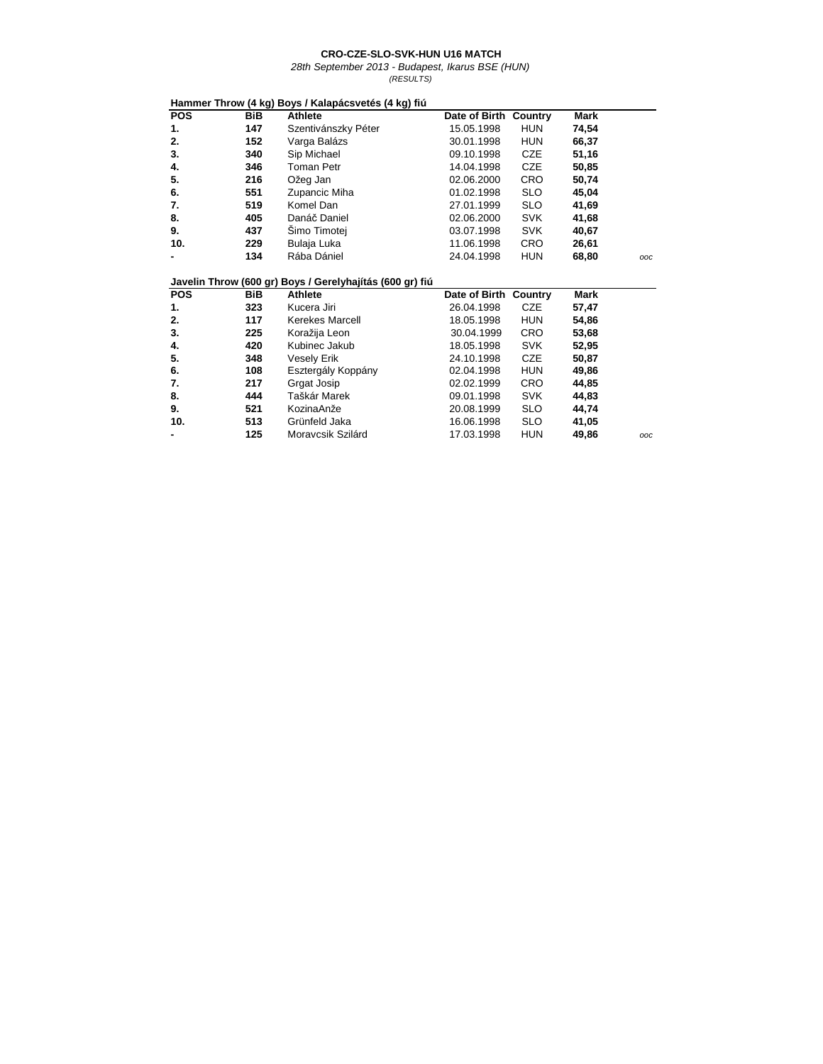**CRO-CZE-SLO-SVK-HUN U16 MATCH**

*28th September 2013 - Budapest, Ikarus BSE (HUN)*

*(RESULTS)*

**Hammer Throw (4 kg) Boys / Kalapácsvetés (4 kg) fiú**

| POS | BiB | Athlete | Date of Birth | Country | Mark | |
|---|---|---|---|---|---|---|
| 1. | 147 | Szentivánszky Péter | 15.05.1998 | HUN | 74,54 | |
| 2. | 152 | Varga Balázs | 30.01.1998 | HUN | 66,37 | |
| 3. | 340 | Sip Michael | 09.10.1998 | CZE | 51,16 | |
| 4. | 346 | Toman Petr | 14.04.1998 | CZE | 50,85 | |
| 5. | 216 | Ožeg Jan | 02.06.2000 | CRO | 50,74 | |
| 6. | 551 | Zupancic Miha | 01.02.1998 | SLO | 45,04 | |
| 7. | 519 | Komel Dan | 27.01.1999 | SLO | 41,69 | |
| 8. | 405 | Danáč Daniel | 02.06.2000 | SVK | 41,68 | |
| 9. | 437 | Šimo Timotej | 03.07.1998 | SVK | 40,67 | |
| 10. | 229 | Bulaja Luka | 11.06.1998 | CRO | 26,61 | |
| - | 134 | Rába Dániel | 24.04.1998 | HUN | 68,80 | *ooc* |

**Javelin Throw (600 gr) Boys / Gerelyhajítás (600 gr) fiú**

| POS | BiB | Athlete | Date of Birth | Country | Mark | |
|---|---|---|---|---|---|---|
| 1. | 323 | Kucera Jiri | 26.04.1998 | CZE | 57,47 | |
| 2. | 117 | Kerekes Marcell | 18.05.1998 | HUN | 54,86 | |
| 3. | 225 | Koražija Leon | 30.04.1999 | CRO | 53,68 | |
| 4. | 420 | Kubinec Jakub | 18.05.1998 | SVK | 52,95 | |
| 5. | 348 | Vesely Erik | 24.10.1998 | CZE | 50,87 | |
| 6. | 108 | Esztergály Koppány | 02.04.1998 | HUN | 49,86 | |
| 7. | 217 | Grgat Josip | 02.02.1999 | CRO | 44,85 | |
| 8. | 444 | Taškár Marek | 09.01.1998 | SVK | 44,83 | |
| 9. | 521 | KozinaAnže | 20.08.1999 | SLO | 44,74 | |
| 10. | 513 | Grünfeld Jaka | 16.06.1998 | SLO | 41,05 | |
| - | 125 | Moravcsik Szilárd | 17.03.1998 | HUN | 49,86 | *ooc* |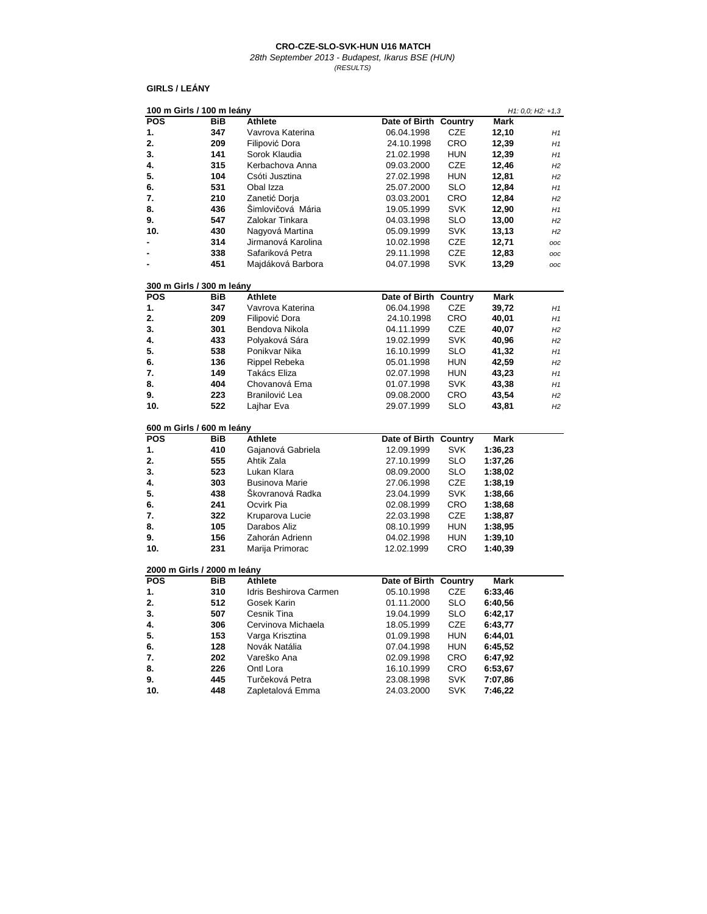**CRO-CZE-SLO-SVK-HUN U16 MATCH**

*28th September 2013 - Budapest, Ikarus BSE (HUN)*

*(RESULTS)*

**GIRLS / LEÁNY**

**100 m Girls / 100 m leány** *H1: 0,0; H2: +1,3*

| POS | BiB | Athlete | Date of Birth | Country | Mark | |
|---|---|---|---|---|---|---|
| 1. | 347 | Vavrova Katerina | 06.04.1998 | CZE | 12,10 | H1 |
| 2. | 209 | Filipović Dora | 24.10.1998 | CRO | 12,39 | H1 |
| 3. | 141 | Sorok Klaudia | 21.02.1998 | HUN | 12,39 | H1 |
| 4. | 315 | Kerbachova Anna | 09.03.2000 | CZE | 12,46 | H2 |
| 5. | 104 | Csóti Jusztina | 27.02.1998 | HUN | 12,81 | H2 |
| 6. | 531 | Obal Izza | 25.07.2000 | SLO | 12,84 | H1 |
| 7. | 210 | Zanetić Dorja | 03.03.2001 | CRO | 12,84 | H2 |
| 8. | 436 | Šimlovičová Mária | 19.05.1999 | SVK | 12,90 | H1 |
| 9. | 547 | Zalokar Tinkara | 04.03.1998 | SLO | 13,00 | H2 |
| 10. | 430 | Nagyová Martina | 05.09.1999 | SVK | 13,13 | H2 |
| - | 314 | Jirmanová Karolina | 10.02.1998 | CZE | 12,71 | ooc |
| - | 338 | Safariková Petra | 29.11.1998 | CZE | 12,83 | ooc |
| - | 451 | Majdáková Barbora | 04.07.1998 | SVK | 13,29 | ooc |

**300 m Girls / 300 m leány**

| POS | BiB | Athlete | Date of Birth | Country | Mark | |
|---|---|---|---|---|---|---|
| 1. | 347 | Vavrova Katerina | 06.04.1998 | CZE | 39,72 | H1 |
| 2. | 209 | Filipović Dora | 24.10.1998 | CRO | 40,01 | H1 |
| 3. | 301 | Bendova Nikola | 04.11.1999 | CZE | 40,07 | H2 |
| 4. | 433 | Polyaková Sára | 19.02.1999 | SVK | 40,96 | H2 |
| 5. | 538 | Ponikvar Nika | 16.10.1999 | SLO | 41,32 | H1 |
| 6. | 136 | Rippel Rebeka | 05.01.1998 | HUN | 42,59 | H2 |
| 7. | 149 | Takács Eliza | 02.07.1998 | HUN | 43,23 | H1 |
| 8. | 404 | Chovanová Ema | 01.07.1998 | SVK | 43,38 | H1 |
| 9. | 223 | Branilović Lea | 09.08.2000 | CRO | 43,54 | H2 |
| 10. | 522 | Lajhar Eva | 29.07.1999 | SLO | 43,81 | H2 |

**600 m Girls / 600 m leány**

| POS | BiB | Athlete | Date of Birth | Country | Mark |
|---|---|---|---|---|---|
| 1. | 410 | Gajanová Gabriela | 12.09.1999 | SVK | 1:36,23 |
| 2. | 555 | Ahtik Zala | 27.10.1999 | SLO | 1:37,26 |
| 3. | 523 | Lukan Klara | 08.09.2000 | SLO | 1:38,02 |
| 4. | 303 | Businova Marie | 27.06.1998 | CZE | 1:38,19 |
| 5. | 438 | Škovranová Radka | 23.04.1999 | SVK | 1:38,66 |
| 6. | 241 | Ocvirk Pia | 02.08.1999 | CRO | 1:38,68 |
| 7. | 322 | Kruparova Lucie | 22.03.1998 | CZE | 1:38,87 |
| 8. | 105 | Darabos Aliz | 08.10.1999 | HUN | 1:38,95 |
| 9. | 156 | Zahorán Adrienn | 04.02.1998 | HUN | 1:39,10 |
| 10. | 231 | Marija Primorac | 12.02.1999 | CRO | 1:40,39 |

**2000 m Girls / 2000 m leány**

| POS | BiB | Athlete | Date of Birth | Country | Mark |
|---|---|---|---|---|---|
| 1. | 310 | Idris Beshirova Carmen | 05.10.1998 | CZE | 6:33,46 |
| 2. | 512 | Gosek Karin | 01.11.2000 | SLO | 6:40,56 |
| 3. | 507 | Cesnik Tina | 19.04.1999 | SLO | 6:42,17 |
| 4. | 306 | Cervinova Michaela | 18.05.1999 | CZE | 6:43,77 |
| 5. | 153 | Varga Krisztina | 01.09.1998 | HUN | 6:44,01 |
| 6. | 128 | Novák Natália | 07.04.1998 | HUN | 6:45,52 |
| 7. | 202 | Vareško Ana | 02.09.1998 | CRO | 6:47,92 |
| 8. | 226 | Ontl Lora | 16.10.1999 | CRO | 6:53,67 |
| 9. | 445 | Turčeková Petra | 23.08.1998 | SVK | 7:07,86 |
| 10. | 448 | Zapletalová Emma | 24.03.2000 | SVK | 7:46,22 |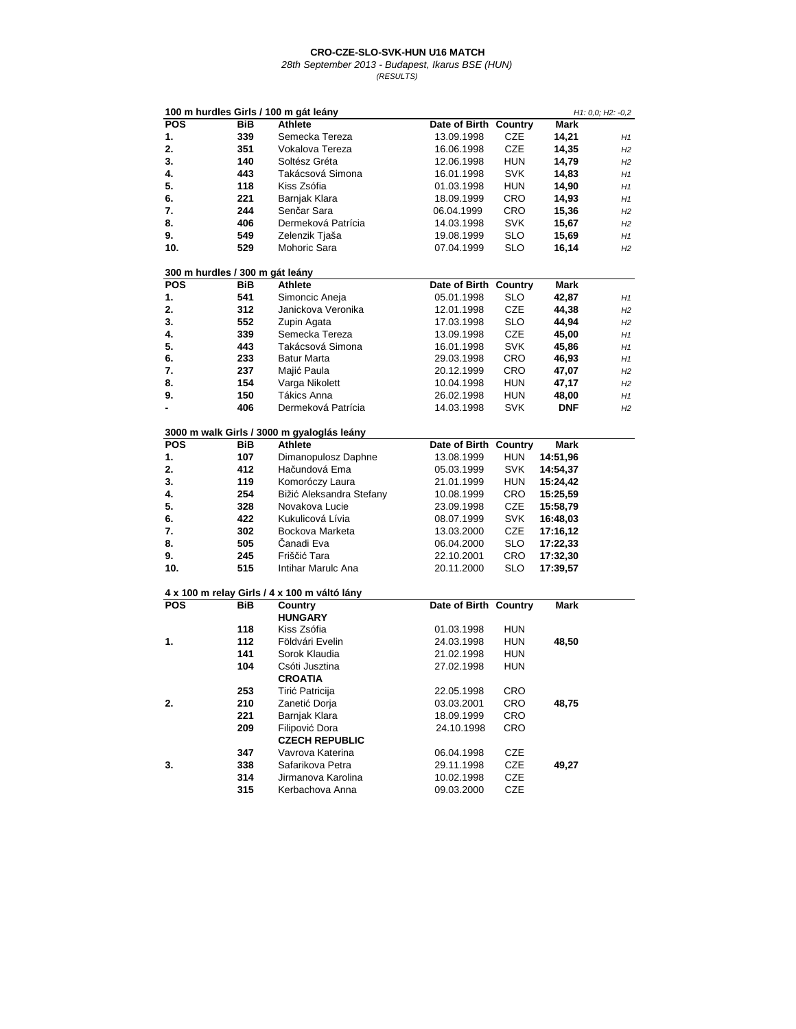**CRO-CZE-SLO-SVK-HUN U16 MATCH**

*28th September 2013 - Budapest, Ikarus BSE (HUN)*

*(RESULTS)*

### 100 m hurdles Girls / 100 m gát leány

*H1: 0,0; H2: -0,2*

| POS | BiB | Athlete | Date of Birth | Country | Mark | |
|---|---|---|---|---|---|---|
| 1. | 339 | Semecka Tereza | 13.09.1998 | CZE | **14,21** | *H1* |
| 2. | 351 | Vokalova Tereza | 16.06.1998 | CZE | **14,35** | *H2* |
| 3. | 140 | Soltész Gréta | 12.06.1998 | HUN | **14,79** | *H2* |
| 4. | 443 | Takácsová Simona | 16.01.1998 | SVK | **14,83** | *H1* |
| 5. | 118 | Kiss Zsófia | 01.03.1998 | HUN | **14,90** | *H1* |
| 6. | 221 | Barnjak Klara | 18.09.1999 | CRO | **14,93** | *H1* |
| 7. | 244 | Senčar Sara | 06.04.1999 | CRO | **15,36** | *H2* |
| 8. | 406 | Dermeková Patrícia | 14.03.1998 | SVK | **15,67** | *H2* |
| 9. | 549 | Zelenzik Tjaša | 19.08.1999 | SLO | **15,69** | *H1* |
| 10. | 529 | Mohoric Sara | 07.04.1999 | SLO | **16,14** | *H2* |

### 300 m hurdles / 300 m gát leány

| POS | BiB | Athlete | Date of Birth | Country | Mark | |
|---|---|---|---|---|---|---|
| 1. | 541 | Simoncic Aneja | 05.01.1998 | SLO | **42,87** | *H1* |
| 2. | 312 | Janickova Veronika | 12.01.1998 | CZE | **44,38** | *H2* |
| 3. | 552 | Zupin Agata | 17.03.1998 | SLO | **44,94** | *H2* |
| 4. | 339 | Semecka Tereza | 13.09.1998 | CZE | **45,00** | *H1* |
| 5. | 443 | Takácsová Simona | 16.01.1998 | SVK | **45,86** | *H1* |
| 6. | 233 | Batur Marta | 29.03.1998 | CRO | **46,93** | *H1* |
| 7. | 237 | Majić Paula | 20.12.1999 | CRO | **47,07** | *H2* |
| 8. | 154 | Varga Nikolett | 10.04.1998 | HUN | **47,17** | *H2* |
| 9. | 150 | Tákics Anna | 26.02.1998 | HUN | **48,00** | *H1* |
| - | 406 | Dermeková Patrícia | 14.03.1998 | SVK | **DNF** | *H2* |

### 3000 m walk Girls / 3000 m gyaloglás leány

| POS | BiB | Athlete | Date of Birth | Country | Mark |
|---|---|---|---|---|---|
| 1. | 107 | Dimanopulosz Daphne | 13.08.1999 | HUN | **14:51,96** |
| 2. | 412 | Hačundová Ema | 05.03.1999 | SVK | **14:54,37** |
| 3. | 119 | Komoróczy Laura | 21.01.1999 | HUN | **15:24,42** |
| 4. | 254 | Bižić Aleksandra Stefany | 10.08.1999 | CRO | **15:25,59** |
| 5. | 328 | Novakova Lucie | 23.09.1998 | CZE | **15:58,79** |
| 6. | 422 | Kukulicová Lívia | 08.07.1999 | SVK | **16:48,03** |
| 7. | 302 | Bockova Marketa | 13.03.2000 | CZE | **17:16,12** |
| 8. | 505 | Čanadi Eva | 06.04.2000 | SLO | **17:22,33** |
| 9. | 245 | Friščić Tara | 22.10.2001 | CRO | **17:32,30** |
| 10. | 515 | Intihar Marulc Ana | 20.11.2000 | SLO | **17:39,57** |

### 4 x 100 m relay Girls / 4 x 100 m váltó lány

| POS | BiB | Country | Date of Birth | Country | Mark |
|---|---|---|---|---|---|
| | | **HUNGARY** | | | |
| | 118 | Kiss Zsófia | 01.03.1998 | HUN | |
| 1. | 112 | Földvári Evelin | 24.03.1998 | HUN | **48,50** |
| | 141 | Sorok Klaudia | 21.02.1998 | HUN | |
| | 104 | Csóti Jusztina | 27.02.1998 | HUN | |
| | | **CROATIA** | | | |
| | 253 | Tirić Patricija | 22.05.1998 | CRO | |
| 2. | 210 | Zanetić Dorja | 03.03.2001 | CRO | **48,75** |
| | 221 | Barnjak Klara | 18.09.1999 | CRO | |
| | 209 | Filipović Dora | 24.10.1998 | CRO | |
| | | **CZECH REPUBLIC** | | | |
| | 347 | Vavrova Katerina | 06.04.1998 | CZE | |
| 3. | 338 | Safarikova Petra | 29.11.1998 | CZE | **49,27** |
| | 314 | Jirmanova Karolina | 10.02.1998 | CZE | |
| | 315 | Kerbachova Anna | 09.03.2000 | CZE | |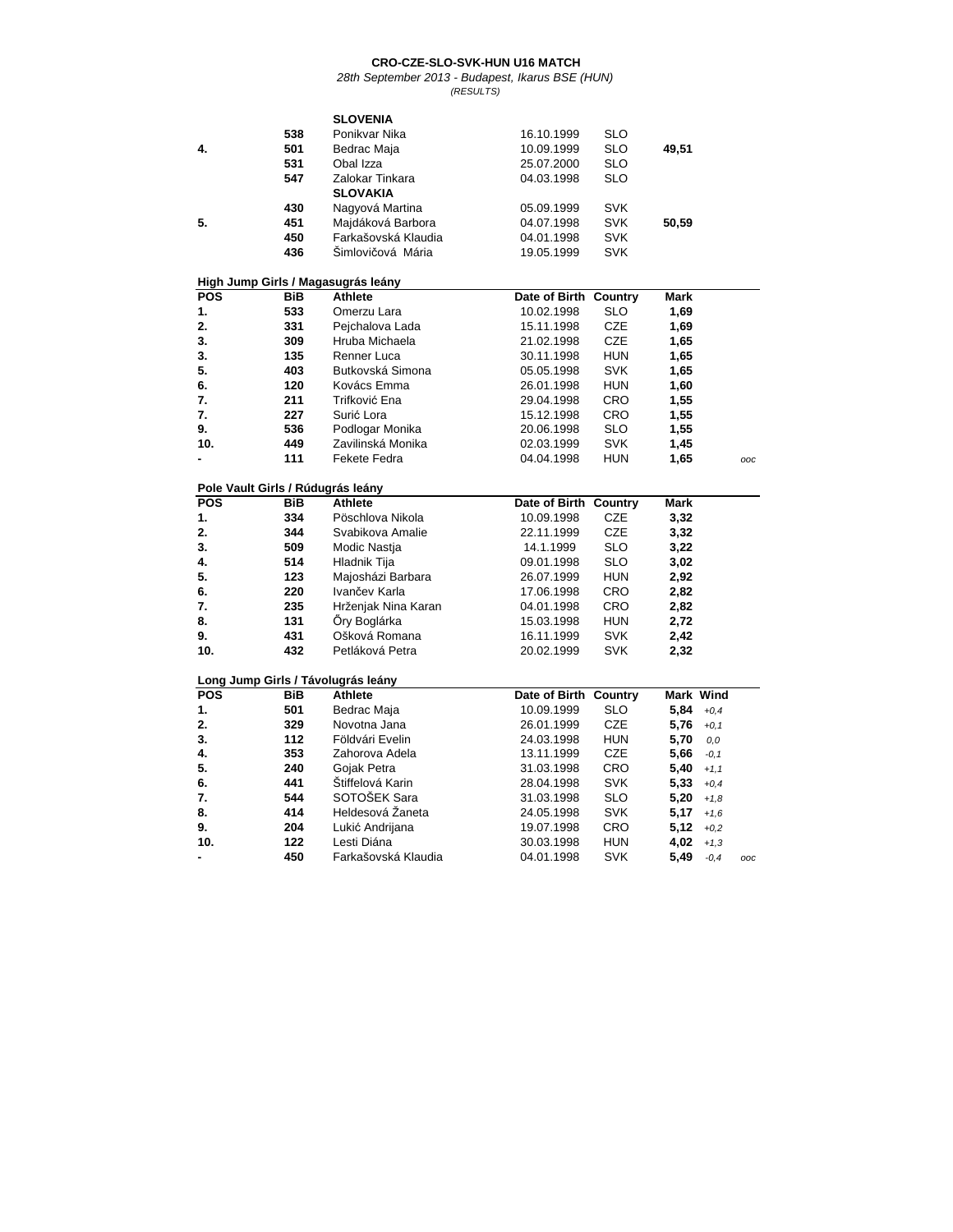**CRO-CZE-SLO-SVK-HUN U16 MATCH**

*28th September 2013 - Budapest, Ikarus BSE (HUN)*

*(RESULTS)*

| | | | | | |
|---|---|---|---|---|---|
| | | **SLOVENIA** | | | |
| | 538 | Ponikvar Nika | 16.10.1999 | SLO | |
| 4. | 501 | Bedrac Maja | 10.09.1999 | SLO | **49,51** |
| | 531 | Obal Izza | 25.07.2000 | SLO | |
| | 547 | Zalokar Tinkara | 04.03.1998 | SLO | |
| | | **SLOVAKIA** | | | |
| | 430 | Nagyová Martina | 05.09.1999 | SVK | |
| 5. | 451 | Majdáková Barbora | 04.07.1998 | SVK | **50,59** |
| | 450 | Farkašovská Klaudia | 04.01.1998 | SVK | |
| | 436 | Šimlovičová Mária | 19.05.1999 | SVK | |

**High Jump Girls / Magasugrás leány**

| POS | BiB | Athlete | Date of Birth | Country | Mark | |
|---|---|---|---|---|---|---|
| 1. | 533 | Omerzu Lara | 10.02.1998 | SLO | **1,69** | |
| 2. | 331 | Pejchalova Lada | 15.11.1998 | CZE | **1,69** | |
| 3. | 309 | Hruba Michaela | 21.02.1998 | CZE | **1,65** | |
| 3. | 135 | Renner Luca | 30.11.1998 | HUN | **1,65** | |
| 5. | 403 | Butkovská Simona | 05.05.1998 | SVK | **1,65** | |
| 6. | 120 | Kovács Emma | 26.01.1998 | HUN | **1,60** | |
| 7. | 211 | Trifković Ena | 29.04.1998 | CRO | **1,55** | |
| 7. | 227 | Surić Lora | 15.12.1998 | CRO | **1,55** | |
| 9. | 536 | Podlogar Monika | 20.06.1998 | SLO | **1,55** | |
| 10. | 449 | Zavilinská Monika | 02.03.1999 | SVK | **1,45** | |
| - | 111 | Fekete Fedra | 04.04.1998 | HUN | **1,65** | *ooc* |

**Pole Vault Girls / Rúdugrás leány**

| POS | BiB | Athlete | Date of Birth | Country | Mark |
|---|---|---|---|---|---|
| 1. | 334 | Pöschlova Nikola | 10.09.1998 | CZE | **3,32** |
| 2. | 344 | Svabikova Amalie | 22.11.1999 | CZE | **3,32** |
| 3. | 509 | Modic Nastja | 14.1.1999 | SLO | **3,22** |
| 4. | 514 | Hladnik Tija | 09.01.1998 | SLO | **3,02** |
| 5. | 123 | Majosházi Barbara | 26.07.1999 | HUN | **2,92** |
| 6. | 220 | Ivančev Karla | 17.06.1998 | CRO | **2,82** |
| 7. | 235 | Hrženjak Nina Karan | 04.01.1998 | CRO | **2,82** |
| 8. | 131 | Őry Boglárka | 15.03.1998 | HUN | **2,72** |
| 9. | 431 | Ošková Romana | 16.11.1999 | SVK | **2,42** |
| 10. | 432 | Petláková Petra | 20.02.1999 | SVK | **2,32** |

**Long Jump Girls / Távolugrás leány**

| POS | BiB | Athlete | Date of Birth | Country | Mark | Wind | |
|---|---|---|---|---|---|---|---|
| 1. | 501 | Bedrac Maja | 10.09.1999 | SLO | **5,84** | *+0,4* | |
| 2. | 329 | Novotna Jana | 26.01.1999 | CZE | **5,76** | *+0,1* | |
| 3. | 112 | Földvári Evelin | 24.03.1998 | HUN | **5,70** | *0,0* | |
| 4. | 353 | Zahorova Adela | 13.11.1999 | CZE | **5,66** | *-0,1* | |
| 5. | 240 | Gojak Petra | 31.03.1998 | CRO | **5,40** | *+1,1* | |
| 6. | 441 | Štiffelová Karin | 28.04.1998 | SVK | **5,33** | *+0,4* | |
| 7. | 544 | SOTOŠEK Sara | 31.03.1998 | SLO | **5,20** | *+1,8* | |
| 8. | 414 | Heldesová Žaneta | 24.05.1998 | SVK | **5,17** | *+1,6* | |
| 9. | 204 | Lukić Andrijana | 19.07.1998 | CRO | **5,12** | *+0,2* | |
| 10. | 122 | Lesti Diána | 30.03.1998 | HUN | **4,02** | *+1,3* | |
| - | 450 | Farkašovská Klaudia | 04.01.1998 | SVK | **5,49** | *-0,4* | *ooc* |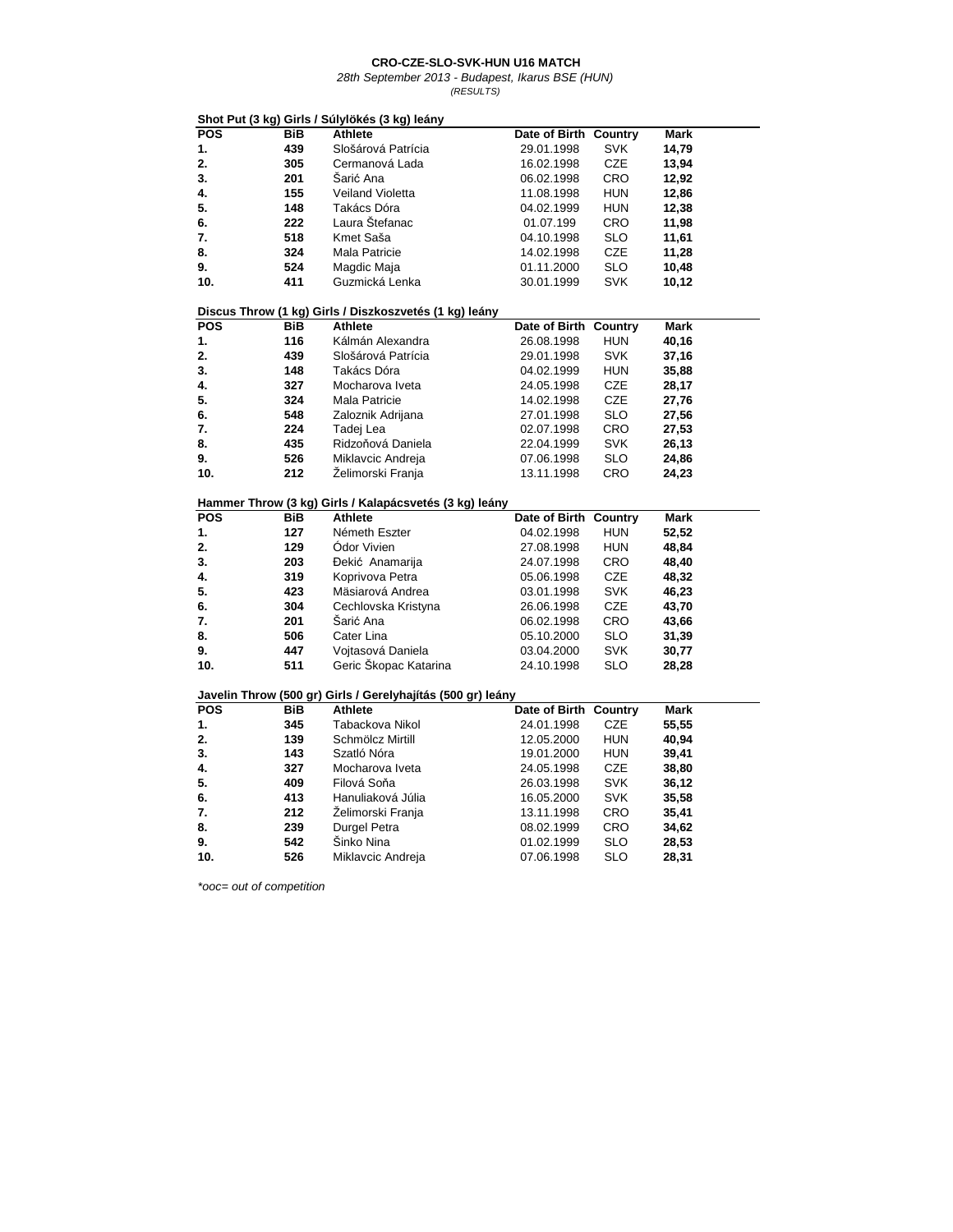**CRO-CZE-SLO-SVK-HUN U16 MATCH**

*28th September 2013 - Budapest, Ikarus BSE (HUN)*

*(RESULTS)*

**Shot Put (3 kg) Girls / Súlylökés (3 kg) leány**

| POS | BiB | Athlete | Date of Birth | Country | Mark |
|---|---|---|---|---|---|
| 1. | 439 | Slošárová Patrícia | 29.01.1998 | SVK | 14,79 |
| 2. | 305 | Cermanová Lada | 16.02.1998 | CZE | 13,94 |
| 3. | 201 | Šarić Ana | 06.02.1998 | CRO | 12,92 |
| 4. | 155 | Veiland Violetta | 11.08.1998 | HUN | 12,86 |
| 5. | 148 | Takács Dóra | 04.02.1999 | HUN | 12,38 |
| 6. | 222 | Laura Štefanac | 01.07.199 | CRO | 11,98 |
| 7. | 518 | Kmet Saša | 04.10.1998 | SLO | 11,61 |
| 8. | 324 | Mala Patricie | 14.02.1998 | CZE | 11,28 |
| 9. | 524 | Magdic Maja | 01.11.2000 | SLO | 10,48 |
| 10. | 411 | Guzmická Lenka | 30.01.1999 | SVK | 10,12 |

**Discus Throw (1 kg) Girls / Diszkoszvetés (1 kg) leány**

| POS | BiB | Athlete | Date of Birth | Country | Mark |
|---|---|---|---|---|---|
| 1. | 116 | Kálmán Alexandra | 26.08.1998 | HUN | 40,16 |
| 2. | 439 | Slošárová Patrícia | 29.01.1998 | SVK | 37,16 |
| 3. | 148 | Takács Dóra | 04.02.1999 | HUN | 35,88 |
| 4. | 327 | Mocharova Iveta | 24.05.1998 | CZE | 28,17 |
| 5. | 324 | Mala Patricie | 14.02.1998 | CZE | 27,76 |
| 6. | 548 | Zaloznik Adrijana | 27.01.1998 | SLO | 27,56 |
| 7. | 224 | Tadej Lea | 02.07.1998 | CRO | 27,53 |
| 8. | 435 | Ridzoňová Daniela | 22.04.1999 | SVK | 26,13 |
| 9. | 526 | Miklavcic Andreja | 07.06.1998 | SLO | 24,86 |
| 10. | 212 | Želimorski Franja | 13.11.1998 | CRO | 24,23 |

**Hammer Throw (3 kg) Girls / Kalapácsvetés (3 kg) leány**

| POS | BiB | Athlete | Date of Birth | Country | Mark |
|---|---|---|---|---|---|
| 1. | 127 | Németh Eszter | 04.02.1998 | HUN | 52,52 |
| 2. | 129 | Ódor Vivien | 27.08.1998 | HUN | 48,84 |
| 3. | 203 | Đekić Anamarija | 24.07.1998 | CRO | 48,40 |
| 4. | 319 | Koprivova Petra | 05.06.1998 | CZE | 48,32 |
| 5. | 423 | Mäsiarová Andrea | 03.01.1998 | SVK | 46,23 |
| 6. | 304 | Cechlovska Kristyna | 26.06.1998 | CZE | 43,70 |
| 7. | 201 | Šarić Ana | 06.02.1998 | CRO | 43,66 |
| 8. | 506 | Cater Lina | 05.10.2000 | SLO | 31,39 |
| 9. | 447 | Vojtasová Daniela | 03.04.2000 | SVK | 30,77 |
| 10. | 511 | Geric Škopac Katarina | 24.10.1998 | SLO | 28,28 |

**Javelin Throw (500 gr) Girls / Gerelyhajítás (500 gr) leány**

| POS | BiB | Athlete | Date of Birth | Country | Mark |
|---|---|---|---|---|---|
| 1. | 345 | Tabackova Nikol | 24.01.1998 | CZE | 55,55 |
| 2. | 139 | Schmölcz Mirtill | 12.05.2000 | HUN | 40,94 |
| 3. | 143 | Szatló Nóra | 19.01.2000 | HUN | 39,41 |
| 4. | 327 | Mocharova Iveta | 24.05.1998 | CZE | 38,80 |
| 5. | 409 | Filová Soňa | 26.03.1998 | SVK | 36,12 |
| 6. | 413 | Hanuliaková Júlia | 16.05.2000 | SVK | 35,58 |
| 7. | 212 | Želimorski Franja | 13.11.1998 | CRO | 35,41 |
| 8. | 239 | Durgel Petra | 08.02.1999 | CRO | 34,62 |
| 9. | 542 | Šinko Nina | 01.02.1999 | SLO | 28,53 |
| 10. | 526 | Miklavcic Andreja | 07.06.1998 | SLO | 28,31 |

*\*ooc= out of competition*